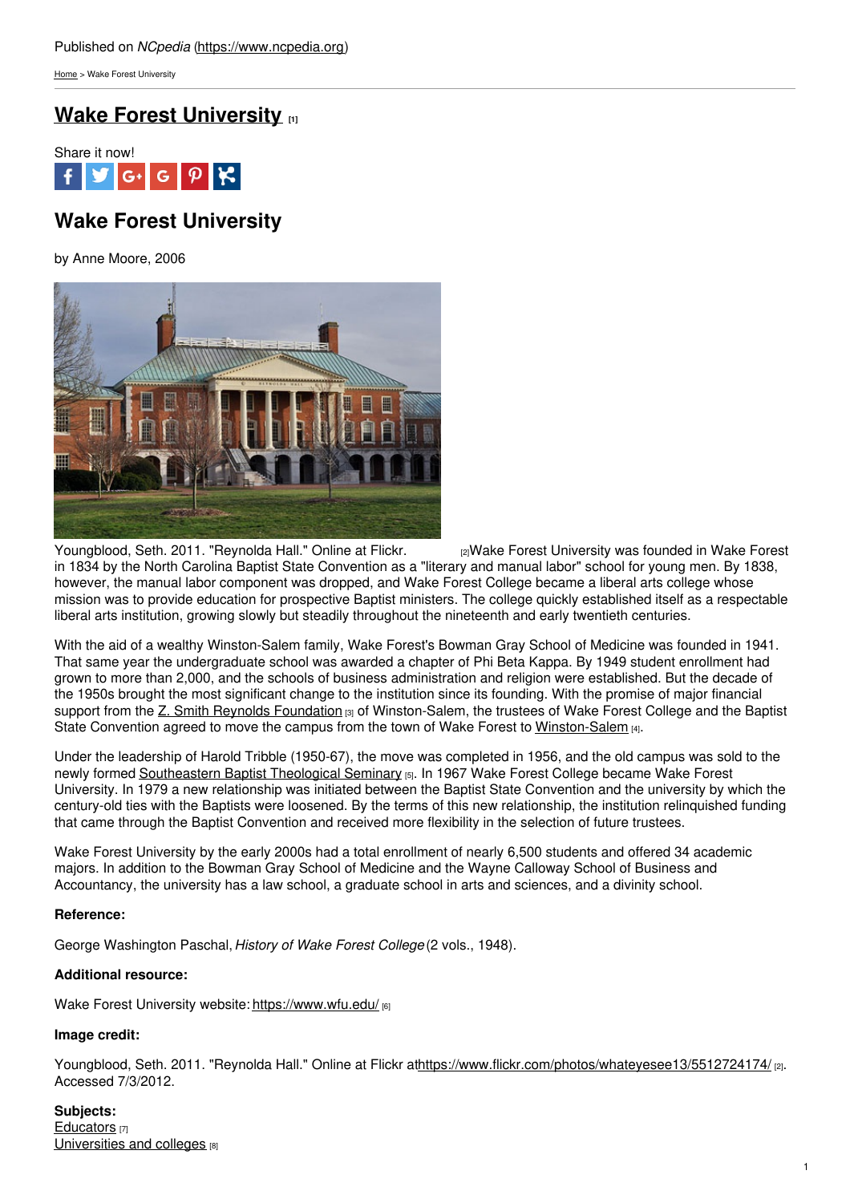Published on *NCpedia* (https://www.ncpedia.org)

Home > Wake Forest University

# Wake Forest University [1]

Share it now!

## Wake Forest University

by Anne Moore, 2006

Youngblood, Seth. 2011. "Reynolda Hall." Online at Flickr. [2]

Wake Forest University was founded in Wake Forest in 1834 by the North Carolina Baptist State Convention as a "literary and manual labor" school for young men. By 1838, however, the manual labor component was dropped, and Wake Forest College became a liberal arts college whose mission was to provide education for prospective Baptist ministers. The college quickly established itself as a respectable liberal arts institution, growing slowly but steadily throughout the nineteenth and early twentieth centuries.

With the aid of a wealthy Winston-Salem family, Wake Forest's Bowman Gray School of Medicine was founded in 1941. That same year the undergraduate school was awarded a chapter of Phi Beta Kappa. By 1949 student enrollment had grown to more than 2,000, and the schools of business administration and religion were established. But the decade of the 1950s brought the most significant change to the institution since its founding. With the promise of major financial support from the Z. Smith Reynolds Foundation [3] of Winston-Salem, the trustees of Wake Forest College and the Baptist State Convention agreed to move the campus from the town of Wake Forest to Winston-Salem [4].

Under the leadership of Harold Tribble (1950-67), the move was completed in 1956, and the old campus was sold to the newly formed Southeastern Baptist Theological Seminary [5]. In 1967 Wake Forest College became Wake Forest University. In 1979 a new relationship was initiated between the Baptist State Convention and the university by which the century-old ties with the Baptists were loosened. By the terms of this new relationship, the institution relinquished funding that came through the Baptist Convention and received more flexibility in the selection of future trustees.

Wake Forest University by the early 2000s had a total enrollment of nearly 6,500 students and offered 34 academic majors. In addition to the Bowman Gray School of Medicine and the Wayne Calloway School of Business and Accountancy, the university has a law school, a graduate school in arts and sciences, and a divinity school.

**Reference:**

George Washington Paschal, *History of Wake Forest College* (2 vols., 1948).

**Additional resource:**

Wake Forest University website: https://www.wfu.edu/ [6]

**Image credit:**

Youngblood, Seth. 2011. "Reynolda Hall." Online at Flickr at https://www.flickr.com/photos/whateyesee13/5512724174/ [2]. Accessed 7/3/2012.

**Subjects:**

Educators [7]
Universities and colleges [8]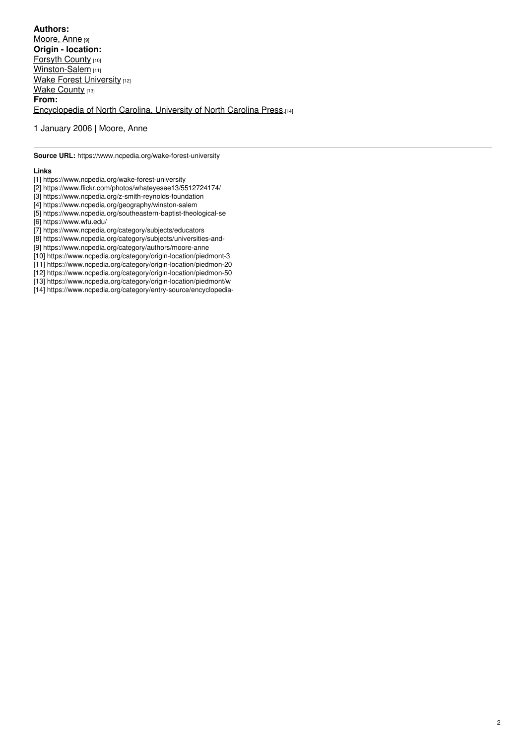**Authors:**
Moore, Anne [9]
**Origin - location:**
Forsyth County [10]
Winston-Salem [11]
Wake Forest University [12]
Wake County [13]
**From:**
Encyclopedia of North Carolina, University of North Carolina Press.[14]

1 January 2006 | Moore, Anne

---

**Source URL:** https://www.ncpedia.org/wake-forest-university

**Links**

[1] https://www.ncpedia.org/wake-forest-university
[2] https://www.flickr.com/photos/whateyesee13/5512724174/
[3] https://www.ncpedia.org/z-smith-reynolds-foundation
[4] https://www.ncpedia.org/geography/winston-salem
[5] https://www.ncpedia.org/southeastern-baptist-theological-se
[6] https://www.wfu.edu/
[7] https://www.ncpedia.org/category/subjects/educators
[8] https://www.ncpedia.org/category/subjects/universities-and-
[9] https://www.ncpedia.org/category/authors/moore-anne
[10] https://www.ncpedia.org/category/origin-location/piedmont-3
[11] https://www.ncpedia.org/category/origin-location/piedmon-20
[12] https://www.ncpedia.org/category/origin-location/piedmon-50
[13] https://www.ncpedia.org/category/origin-location/piedmont/w
[14] https://www.ncpedia.org/category/entry-source/encyclopedia-